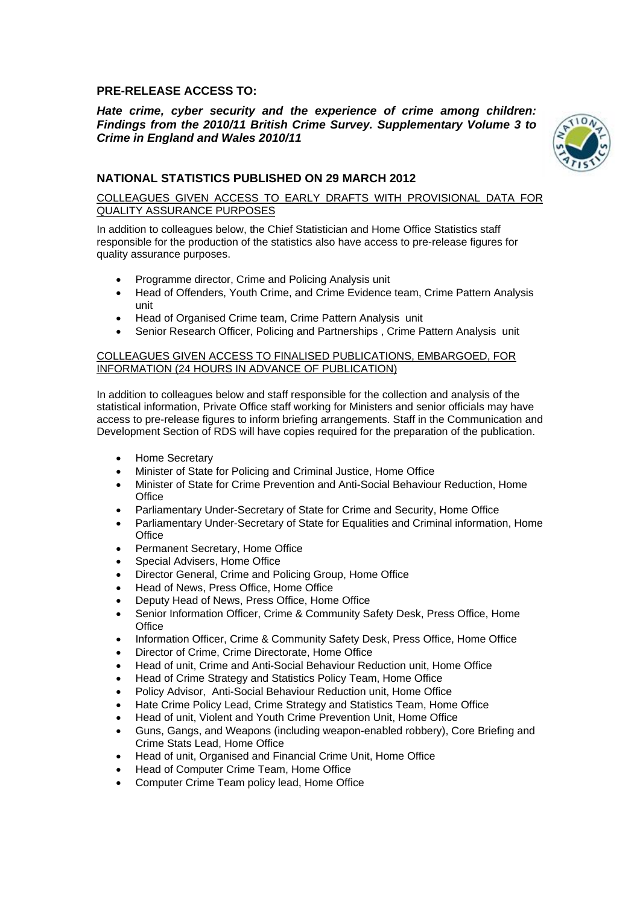**PRE-RELEASE ACCESS TO:**

***Hate crime, cyber security and the experience of crime among children: Findings from the 2010/11 British Crime Survey. Supplementary Volume 3 to Crime in England and Wales 2010/11***

**NATIONAL STATISTICS PUBLISHED ON 29 MARCH 2012**

COLLEAGUES GIVEN ACCESS TO EARLY DRAFTS WITH PROVISIONAL DATA FOR QUALITY ASSURANCE PURPOSES

In addition to colleagues below, the Chief Statistician and Home Office Statistics staff responsible for the production of the statistics also have access to pre-release figures for quality assurance purposes.

- Programme director, Crime and Policing Analysis unit
- Head of Offenders, Youth Crime, and Crime Evidence team, Crime Pattern Analysis unit
- Head of Organised Crime team, Crime Pattern Analysis unit
- Senior Research Officer, Policing and Partnerships , Crime Pattern Analysis unit

COLLEAGUES GIVEN ACCESS TO FINALISED PUBLICATIONS, EMBARGOED, FOR INFORMATION (24 HOURS IN ADVANCE OF PUBLICATION)

In addition to colleagues below and staff responsible for the collection and analysis of the statistical information, Private Office staff working for Ministers and senior officials may have access to pre-release figures to inform briefing arrangements. Staff in the Communication and Development Section of RDS will have copies required for the preparation of the publication.

- Home Secretary
- Minister of State for Policing and Criminal Justice, Home Office
- Minister of State for Crime Prevention and Anti-Social Behaviour Reduction, Home Office
- Parliamentary Under-Secretary of State for Crime and Security, Home Office
- Parliamentary Under-Secretary of State for Equalities and Criminal information, Home Office
- Permanent Secretary, Home Office
- Special Advisers, Home Office
- Director General, Crime and Policing Group, Home Office
- Head of News, Press Office, Home Office
- Deputy Head of News, Press Office, Home Office
- Senior Information Officer, Crime & Community Safety Desk, Press Office, Home Office
- Information Officer, Crime & Community Safety Desk, Press Office, Home Office
- Director of Crime, Crime Directorate, Home Office
- Head of unit, Crime and Anti-Social Behaviour Reduction unit, Home Office
- Head of Crime Strategy and Statistics Policy Team, Home Office
- Policy Advisor, Anti-Social Behaviour Reduction unit, Home Office
- Hate Crime Policy Lead, Crime Strategy and Statistics Team, Home Office
- Head of unit, Violent and Youth Crime Prevention Unit, Home Office
- Guns, Gangs, and Weapons (including weapon-enabled robbery), Core Briefing and Crime Stats Lead, Home Office
- Head of unit, Organised and Financial Crime Unit, Home Office
- Head of Computer Crime Team, Home Office
- Computer Crime Team policy lead, Home Office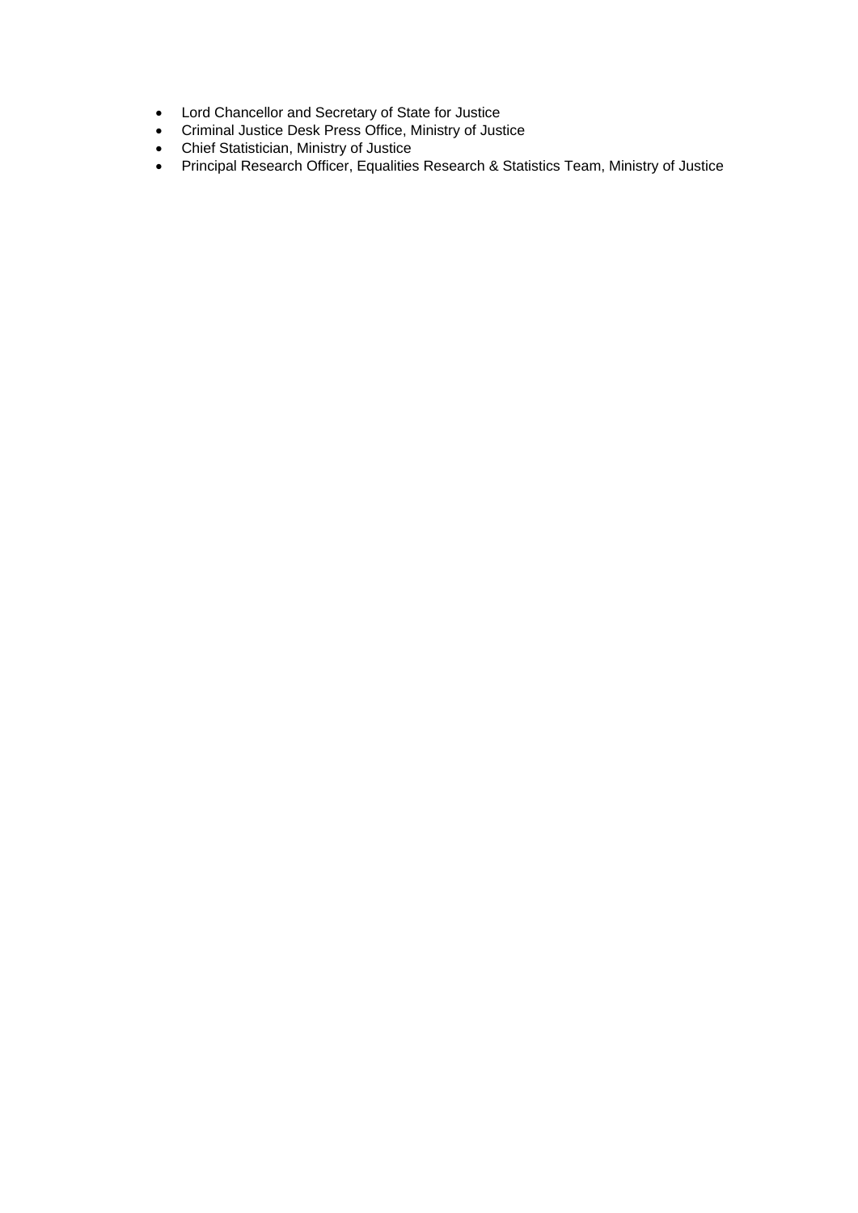- Lord Chancellor and Secretary of State for Justice
- Criminal Justice Desk Press Office, Ministry of Justice
- Chief Statistician, Ministry of Justice
- Principal Research Officer, Equalities Research & Statistics Team, Ministry of Justice